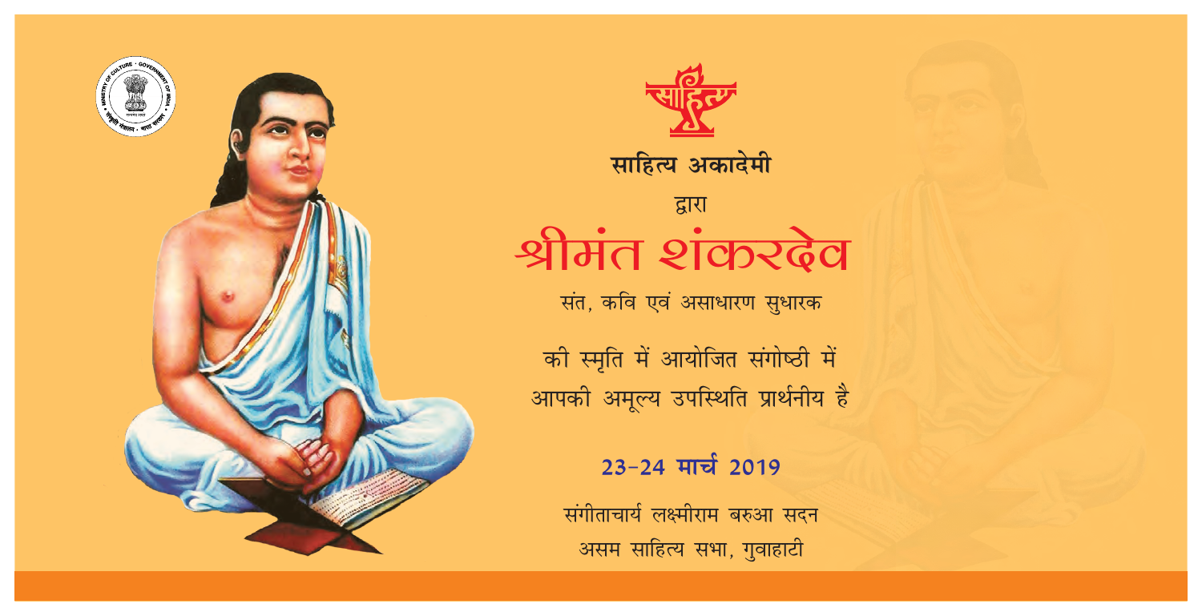साहित्य अकादेमी

द्वारा

# श्रीमंत शंकरदेव

संत, कवि एवं असाधारण सुधारक

की स्मृति में आयोजित संगोष्ठी में
आपकी अमूल्य उपस्थिति प्रार्थनीय है

**23-24 मार्च 2019**

संगीताचार्य लक्ष्मीराम बरुआ सदन
असम साहित्य सभा, गुवाहाटी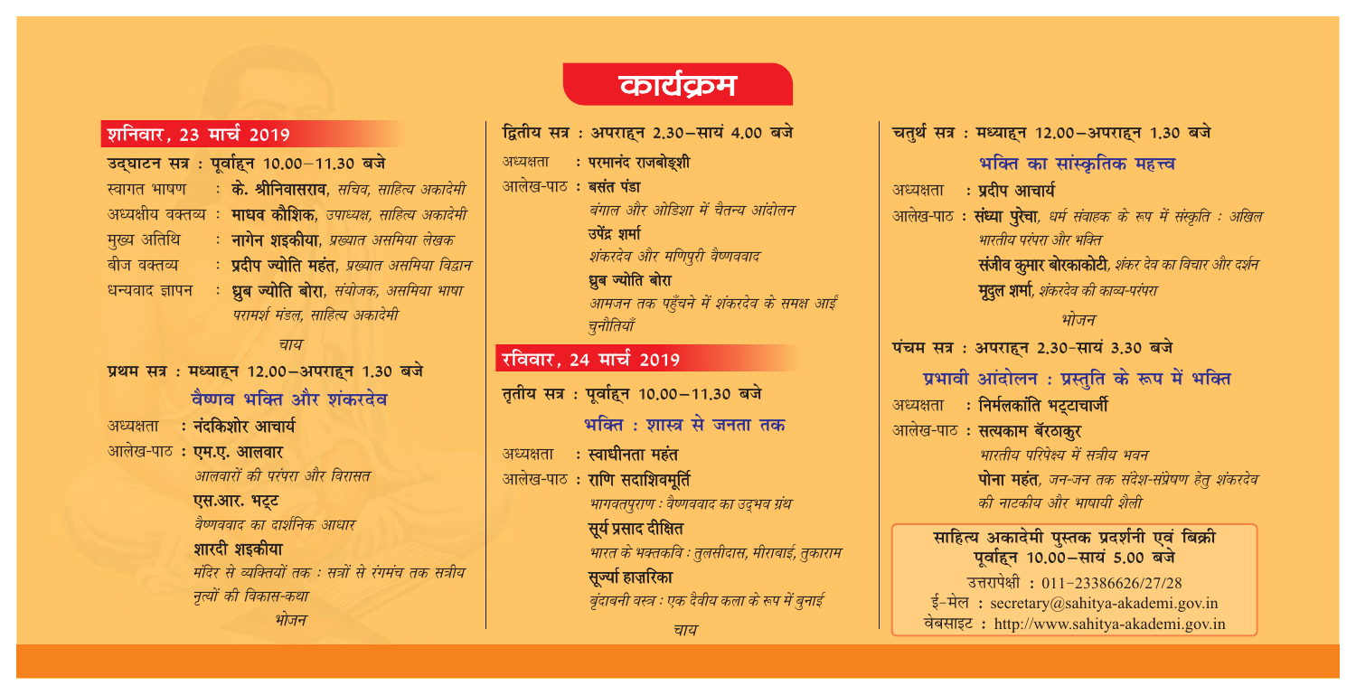# कार्यक्रम

## शनिवार, 23 मार्च 2019

**उद्घाटन सत्र : पूर्वाह्न 10.00–11.30 बजे**

स्वागत भाषण : **के. श्रीनिवासराव**, *सचिव, साहित्य अकादेमी*

अध्यक्षीय वक्तव्य : **माधव कौशिक**, *उपाध्यक्ष, साहित्य अकादेमी*

मुख्य अतिथि : **नागेन शइकीया**, *प्रख्यात असमिया लेखक*

बीज वक्तव्य : **प्रदीप ज्योति महंत**, *प्रख्यात असमिया विद्वान*

धन्यवाद ज्ञापन : **ध्रुव ज्योति बोरा**, *संयोजक, असमिया भाषा परामर्श मंडल, साहित्य अकादेमी*

*चाय*

**प्रथम सत्र : मध्याह्न 12.00–अपराह्न 1.30 बजे**

### वैष्णव भक्ति और शंकरदेव

अध्यक्षता : **नंदकिशोर आचार्य**

आलेख-पाठ : **एम.ए. आलवार**
*आलवारों की परंपरा और विरासत*

**एस.आर. भट्ट**
*वैष्णववाद का दार्शनिक आधार*

**शारदी शइकीया**
*मंदिर से व्यक्तियों तक : सत्रों से रंगमंच तक सत्रीय नृत्यों की विकास-कथा*

*भोजन*

**द्वितीय सत्र : अपराह्न 2.30–सायं 4.00 बजे**

अध्यक्षता : **परमानंद राजबोङ्शी**

आलेख-पाठ : **बसंत पंडा**
*बंगाल और ओडिशा में चैतन्य आंदोलन*

**उपेंद्र शर्मा**
*शंकरदेव और मणिपुरी वैष्णववाद*

**ध्रुव ज्योति बोरा**
*आमजन तक पहुँचने में शंकरदेव के समक्ष आईं चुनौतियाँ*

## रविवार, 24 मार्च 2019

**तृतीय सत्र : पूर्वाह्न 10.00–11.30 बजे**

### भक्ति : शास्त्र से जनता तक

अध्यक्षता : **स्वाधीनता महंत**

आलेख-पाठ : **राणि सदाशिवमूर्ति**
*भागवतपुराण : वैष्णववाद का उद्भव ग्रंथ*

**सूर्य प्रसाद दीक्षित**
*भारत के भक्तकवि : तुलसीदास, मीराबाई, तुकाराम*

**सूर्ज्या हाज़रिका**
*बृंदाबनी वस्त्र : एक दैवीय कला के रूप में बुनाई*

*चाय*

**चतुर्थ सत्र : मध्याह्न 12.00–अपराह्न 1.30 बजे**

### भक्ति का सांस्कृतिक महत्त्व

अध्यक्षता : **प्रदीप आचार्य**

आलेख-पाठ : **संध्या पुरेचा**, *धर्म संवाहक के रूप में संस्कृति : अखिल भारतीय परंपरा और भक्ति*

**संजीव कुमार बोरकाकोटी**, *शंकर देव का विचार और दर्शन*

**मृदुल शर्मा**, *शंकरदेव की काव्य-परंपरा*

*भोजन*

**पंचम सत्र : अपराह्न 2.30–सायं 3.30 बजे**

### प्रभावी आंदोलन : प्रस्तुति के रूप में भक्ति

अध्यक्षता : **निर्मलकांति भट्टाचार्जी**

आलेख-पाठ : **सत्यकाम बॅरठाकुर**
*भारतीय परिप्रेक्ष्य में सत्रीय भवन*

**पोना महंत**, *जन-जन तक संदेश-संप्रेषण हेतु शंकरदेव की नाटकीय और भाषायी शैली*

**साहित्य अकादेमी पुस्तक प्रदर्शनी एवं बिक्री**
**पूर्वाह्न 10.00–सायं 5.00 बजे**

उत्तरापेक्षी : 011-23386626/27/28
ई-मेल : secretary@sahitya-akademi.gov.in
वेबसाइट : http://www.sahitya-akademi.gov.in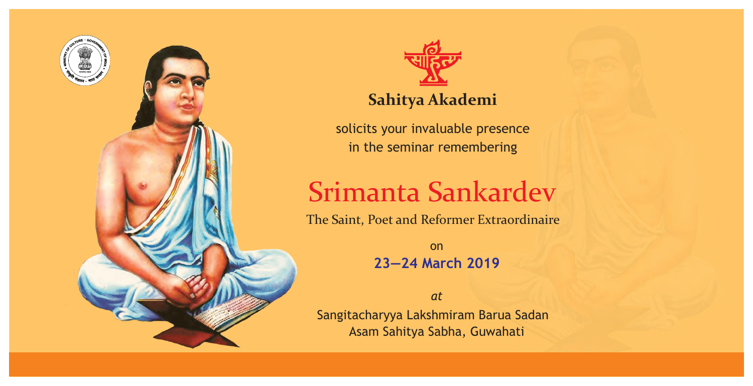## Sahitya Akademi

solicits your invaluable presence
in the seminar remembering

# Srimanta Sankardev

The Saint, Poet and Reformer Extraordinaire

on
**23—24 March 2019**

*at*

Sangitacharyya Lakshmiram Barua Sadan
Asam Sahitya Sabha, Guwahati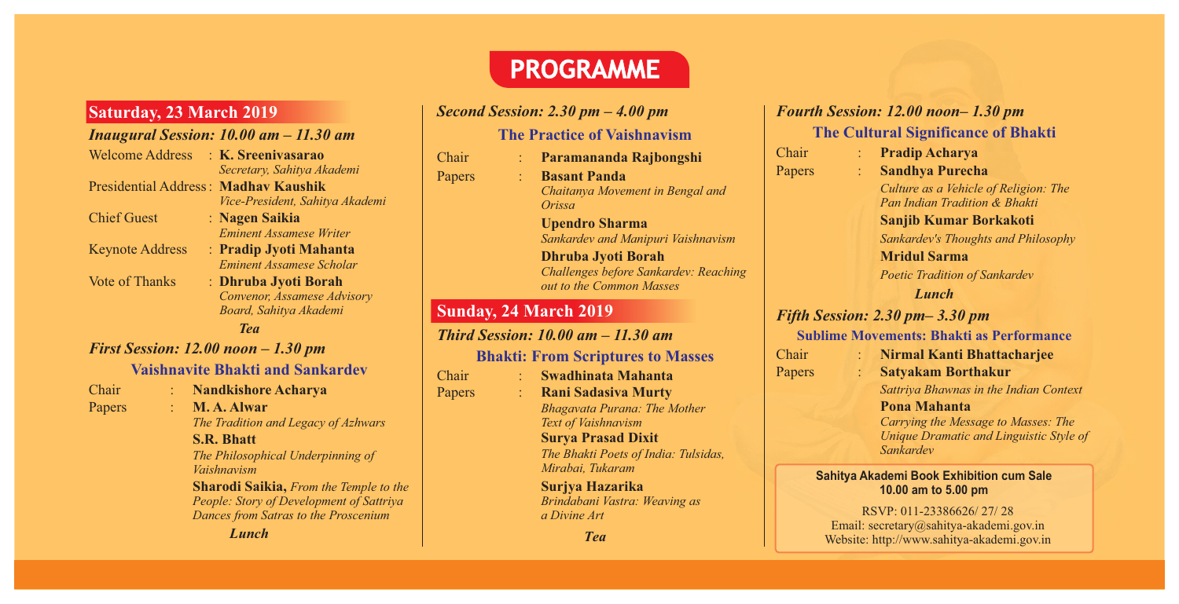# PROGRAMME

## Saturday, 23 March 2019

### *Inaugural Session: 10.00 am – 11.30 am*

Welcome Address : **K. Sreenivasarao**
*Secretary, Sahitya Akademi*

Presidential Address : **Madhav Kaushik**
*Vice-President, Sahitya Akademi*

Chief Guest : **Nagen Saikia**
*Eminent Assamese Writer*

Keynote Address : **Pradip Jyoti Mahanta**
*Eminent Assamese Scholar*

Vote of Thanks : **Dhruba Jyoti Borah**
*Convenor, Assamese Advisory Board, Sahitya Akademi*

***Tea***

### *First Session: 12.00 noon – 1.30 pm*

**Vaishnavite Bhakti and Sankardev**

Chair : **Nandkishore Acharya**

Papers : **M. A. Alwar**
*The Tradition and Legacy of Azhwars*

**S.R. Bhatt**
*The Philosophical Underpinning of Vaishnavism*

**Sharodi Saikia,** *From the Temple to the People: Story of Development of Sattriya Dances from Satras to the Proscenium*

***Lunch***

### *Second Session: 2.30 pm – 4.00 pm*

**The Practice of Vaishnavism**

Chair : **Paramananda Rajbongshi**

Papers : **Basant Panda**
*Chaitanya Movement in Bengal and Orissa*

**Upendro Sharma**
*Sankardev and Manipuri Vaishnavism*

**Dhruba Jyoti Borah**
*Challenges before Sankardev: Reaching out to the Common Masses*

## Sunday, 24 March 2019

### *Third Session: 10.00 am – 11.30 am*

**Bhakti: From Scriptures to Masses**

Chair : **Swadhinata Mahanta**

Papers : **Rani Sadasiva Murty**
*Bhagavata Purana: The Mother Text of Vaishnavism*

**Surya Prasad Dixit**
*The Bhakti Poets of India: Tulsidas, Mirabai, Tukaram*

**Surjya Hazarika**
*Brindabani Vastra: Weaving as a Divine Art*

***Tea***

### *Fourth Session: 12.00 noon– 1.30 pm*

**The Cultural Significance of Bhakti**

Chair : **Pradip Acharya**

Papers : **Sandhya Purecha**
*Culture as a Vehicle of Religion: The Pan Indian Tradition & Bhakti*

**Sanjib Kumar Borkakoti**
*Sankardev's Thoughts and Philosophy*

**Mridul Sarma**
*Poetic Tradition of Sankardev*

***Lunch***

### *Fifth Session: 2.30 pm– 3.30 pm*

**Sublime Movements: Bhakti as Performance**

Chair : **Nirmal Kanti Bhattacharjee**

Papers : **Satyakam Borthakur**
*Sattriya Bhawnas in the Indian Context*

**Pona Mahanta**
*Carrying the Message to Masses: The Unique Dramatic and Linguistic Style of Sankardev*

**Sahitya Akademi Book Exhibition cum Sale**
**10.00 am to 5.00 pm**

RSVP: 011-23386626/ 27/ 28
Email: secretary@sahitya-akademi.gov.in
Website: http://www.sahitya-akademi.gov.in